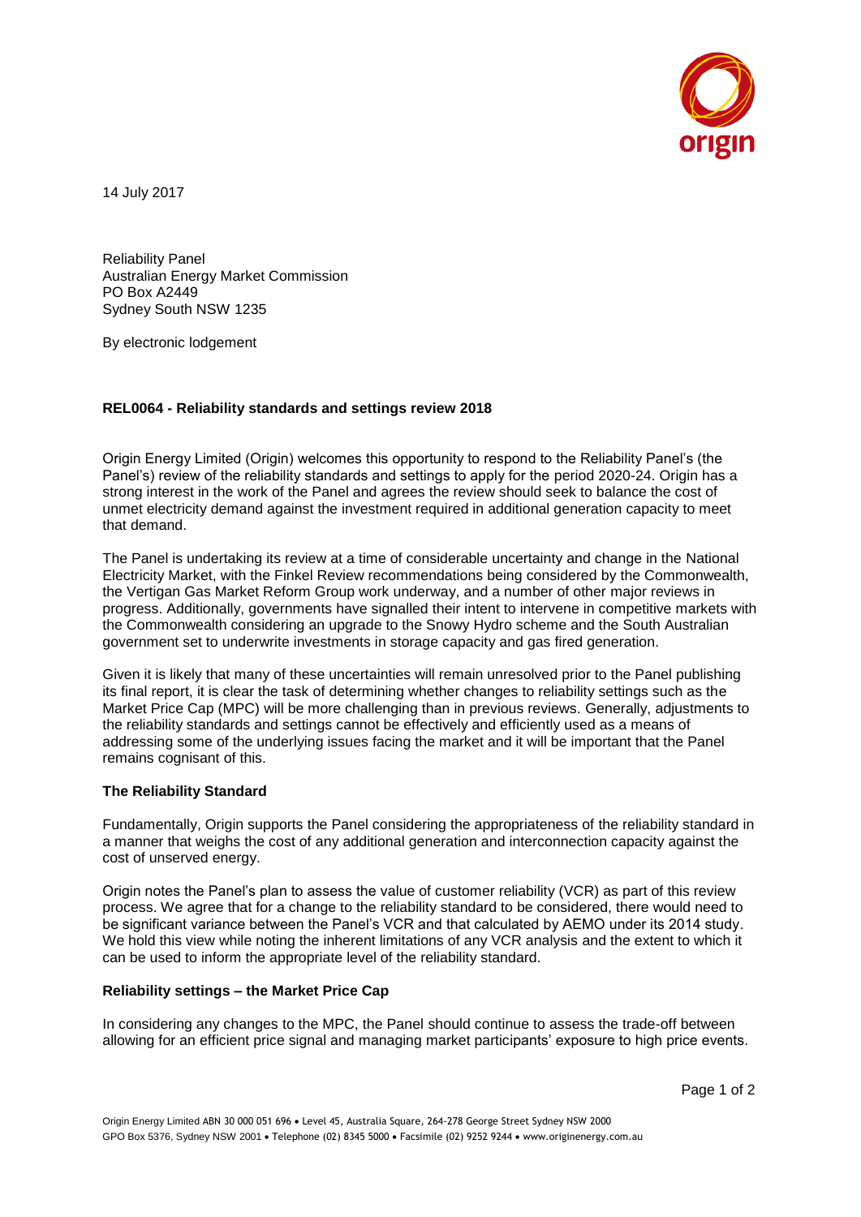14 July 2017

Reliability Panel
Australian Energy Market Commission
PO Box A2449
Sydney South NSW 1235

By electronic lodgement

**REL0064 - Reliability standards and settings review 2018**

Origin Energy Limited (Origin) welcomes this opportunity to respond to the Reliability Panel's (the Panel's) review of the reliability standards and settings to apply for the period 2020-24. Origin has a strong interest in the work of the Panel and agrees the review should seek to balance the cost of unmet electricity demand against the investment required in additional generation capacity to meet that demand.

The Panel is undertaking its review at a time of considerable uncertainty and change in the National Electricity Market, with the Finkel Review recommendations being considered by the Commonwealth, the Vertigan Gas Market Reform Group work underway, and a number of other major reviews in progress. Additionally, governments have signalled their intent to intervene in competitive markets with the Commonwealth considering an upgrade to the Snowy Hydro scheme and the South Australian government set to underwrite investments in storage capacity and gas fired generation.

Given it is likely that many of these uncertainties will remain unresolved prior to the Panel publishing its final report, it is clear the task of determining whether changes to reliability settings such as the Market Price Cap (MPC) will be more challenging than in previous reviews. Generally, adjustments to the reliability standards and settings cannot be effectively and efficiently used as a means of addressing some of the underlying issues facing the market and it will be important that the Panel remains cognisant of this.

**The Reliability Standard**

Fundamentally, Origin supports the Panel considering the appropriateness of the reliability standard in a manner that weighs the cost of any additional generation and interconnection capacity against the cost of unserved energy.

Origin notes the Panel's plan to assess the value of customer reliability (VCR) as part of this review process. We agree that for a change to the reliability standard to be considered, there would need to be significant variance between the Panel's VCR and that calculated by AEMO under its 2014 study. We hold this view while noting the inherent limitations of any VCR analysis and the extent to which it can be used to inform the appropriate level of the reliability standard.

**Reliability settings – the Market Price Cap**

In considering any changes to the MPC, the Panel should continue to assess the trade-off between allowing for an efficient price signal and managing market participants' exposure to high price events.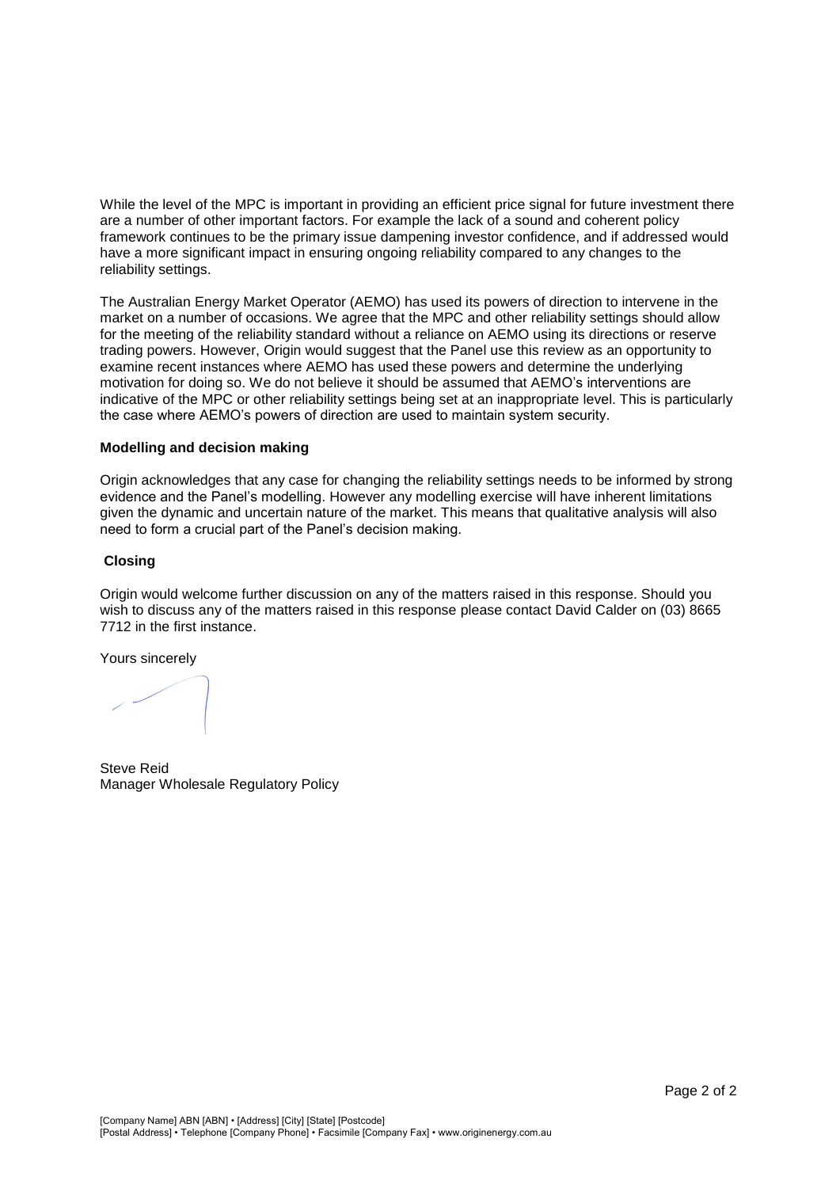While the level of the MPC is important in providing an efficient price signal for future investment there are a number of other important factors. For example the lack of a sound and coherent policy framework continues to be the primary issue dampening investor confidence, and if addressed would have a more significant impact in ensuring ongoing reliability compared to any changes to the reliability settings.

The Australian Energy Market Operator (AEMO) has used its powers of direction to intervene in the market on a number of occasions. We agree that the MPC and other reliability settings should allow for the meeting of the reliability standard without a reliance on AEMO using its directions or reserve trading powers. However, Origin would suggest that the Panel use this review as an opportunity to examine recent instances where AEMO has used these powers and determine the underlying motivation for doing so. We do not believe it should be assumed that AEMO's interventions are indicative of the MPC or other reliability settings being set at an inappropriate level. This is particularly the case where AEMO's powers of direction are used to maintain system security.

**Modelling and decision making**

Origin acknowledges that any case for changing the reliability settings needs to be informed by strong evidence and the Panel's modelling. However any modelling exercise will have inherent limitations given the dynamic and uncertain nature of the market. This means that qualitative analysis will also need to form a crucial part of the Panel's decision making.

**Closing**

Origin would welcome further discussion on any of the matters raised in this response. Should you wish to discuss any of the matters raised in this response please contact David Calder on (03) 8665 7712 in the first instance.

Yours sincerely

Steve Reid
Manager Wholesale Regulatory Policy

[Company Name] ABN [ABN] • [Address] [City] [State] [Postcode]
[Postal Address] • Telephone [Company Phone] • Facsimile [Company Fax] • www.originenergy.com.au